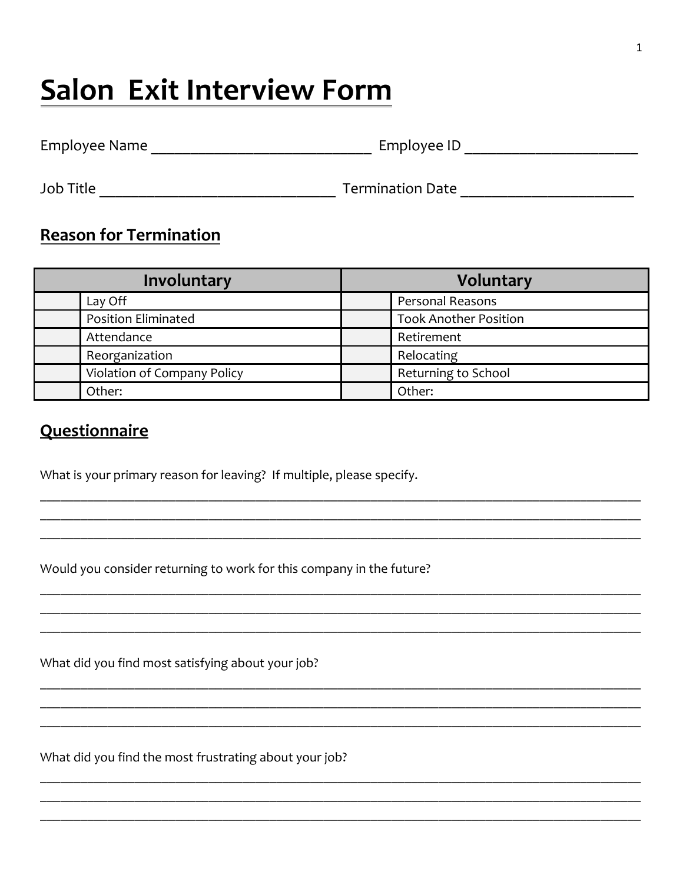# Salon Exit Interview Form

Employee Name ____________________________ Employee ID ______________________

Job Title ______________________________ Termination Date ______________________

## Reason for Termination

| Involuntary | | Voluntary | |
|---|---|---|---|
| | Lay Off | | Personal Reasons |
| | Position Eliminated | | Took Another Position |
| | Attendance | | Retirement |
| | Reorganization | | Relocating |
| | Violation of Company Policy | | Returning to School |
| | Other: | | Other: |

## Questionnaire

What is your primary reason for leaving? If multiple, please specify.

_____________________________________________________________________________________
_____________________________________________________________________________________
_____________________________________________________________________________________

Would you consider returning to work for this company in the future?

_____________________________________________________________________________________
_____________________________________________________________________________________
_____________________________________________________________________________________

What did you find most satisfying about your job?

_____________________________________________________________________________________
_____________________________________________________________________________________
_____________________________________________________________________________________

What did you find the most frustrating about your job?

_____________________________________________________________________________________
_____________________________________________________________________________________
_____________________________________________________________________________________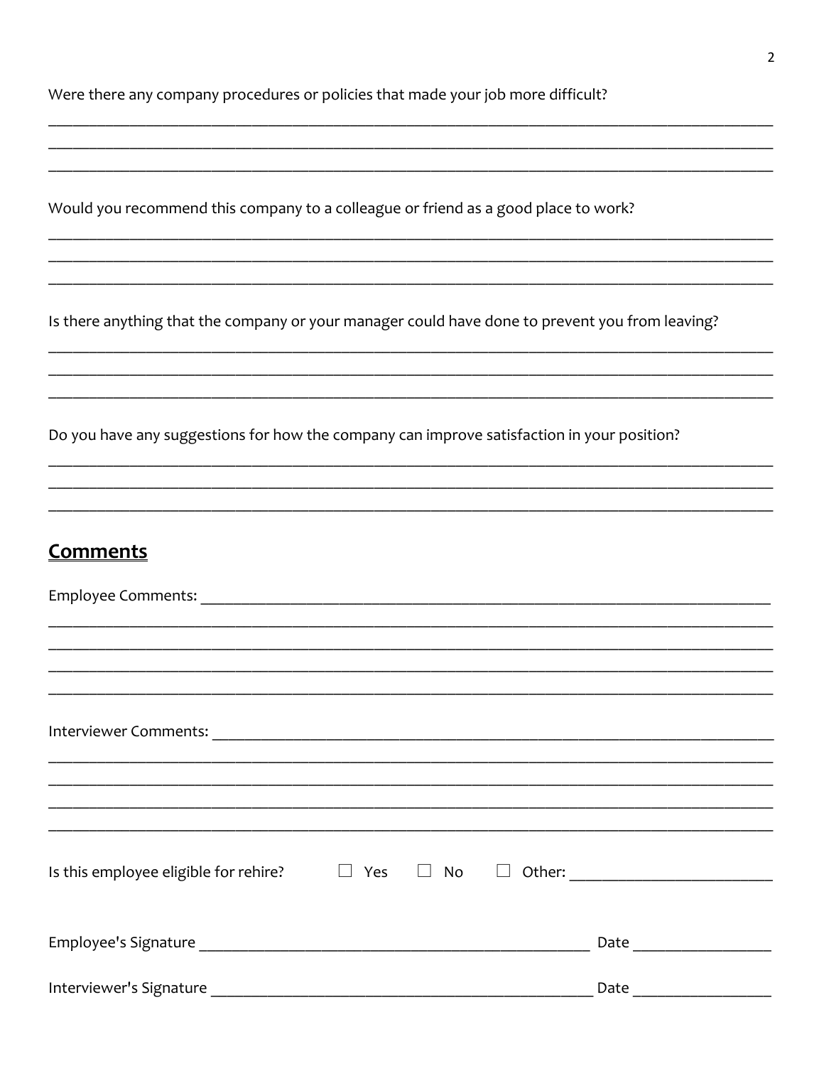Were there any company procedures or policies that made your job more difficult?

_______________________________________________________________________________________
_______________________________________________________________________________________
_______________________________________________________________________________________

Would you recommend this company to a colleague or friend as a good place to work?

_______________________________________________________________________________________
_______________________________________________________________________________________
_______________________________________________________________________________________

Is there anything that the company or your manager could have done to prevent you from leaving?

_______________________________________________________________________________________
_______________________________________________________________________________________
_______________________________________________________________________________________

Do you have any suggestions for how the company can improve satisfaction in your position?

_______________________________________________________________________________________
_______________________________________________________________________________________
_______________________________________________________________________________________

## Comments

Employee Comments: _____________________________________________________________________
_______________________________________________________________________________________
_______________________________________________________________________________________
_______________________________________________________________________________________
_______________________________________________________________________________________

Interviewer Comments: ___________________________________________________________________
_______________________________________________________________________________________
_______________________________________________________________________________________
_______________________________________________________________________________________
_______________________________________________________________________________________

Is this employee eligible for rehire? ☐ Yes ☐ No ☐ Other: ________________________

Employee's Signature _______________________________________________ Date _______________

Interviewer's Signature _____________________________________________ Date _______________